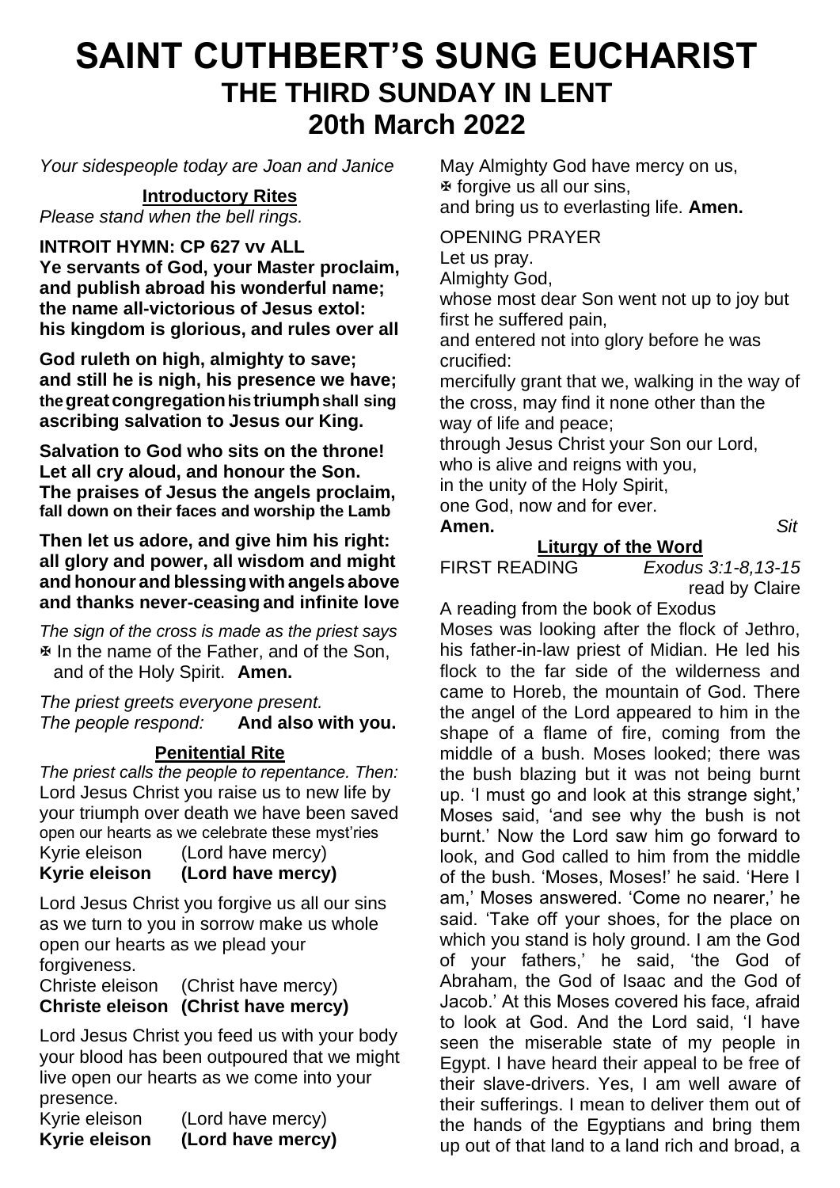# SAINT CUTHBERT'S SUNG EUCHARIST

## THE THIRD SUNDAY IN LENT

## 20th March 2022

*Your sidespeople today are Joan and Janice*

**Introductory Rites**

*Please stand when the bell rings.*

**INTROIT HYMN: CP 627 vv ALL**

**Ye servants of God, your Master proclaim,
and publish abroad his wonderful name;
the name all-victorious of Jesus extol:
his kingdom is glorious, and rules over all**

**God ruleth on high, almighty to save;
and still he is nigh, his presence we have;
the great congregation his triumph shall sing
ascribing salvation to Jesus our King.**

**Salvation to God who sits on the throne!
Let all cry aloud, and honour the Son.
The praises of Jesus the angels proclaim,
fall down on their faces and worship the Lamb**

**Then let us adore, and give him his right:
all glory and power, all wisdom and might
and honour and blessing with angels above
and thanks never-ceasing and infinite love**

*The sign of the cross is made as the priest says*
✠ In the name of the Father, and of the Son, and of the Holy Spirit. **Amen.**

*The priest greets everyone present.*
*The people respond:* **And also with you.**

**Penitential Rite**

*The priest calls the people to repentance. Then:*
Lord Jesus Christ you raise us to new life by your triumph over death we have been saved open our hearts as we celebrate these myst'ries

Kyrie eleison (Lord have mercy)
**Kyrie eleison (Lord have mercy)**

Lord Jesus Christ you forgive us all our sins as we turn to you in sorrow make us whole open our hearts as we plead your forgiveness.

Christe eleison (Christ have mercy)
**Christe eleison (Christ have mercy)**

Lord Jesus Christ you feed us with your body your blood has been outpoured that we might live open our hearts as we come into your presence.

Kyrie eleison (Lord have mercy)
**Kyrie eleison (Lord have mercy)**

May Almighty God have mercy on us,
✠ forgive us all our sins,
and bring us to everlasting life. **Amen.**

OPENING PRAYER

Let us pray.
Almighty God,
whose most dear Son went not up to joy but first he suffered pain,
and entered not into glory before he was crucified:
mercifully grant that we, walking in the way of the cross, may find it none other than the way of life and peace;
through Jesus Christ your Son our Lord,
who is alive and reigns with you,
in the unity of the Holy Spirit,
one God, now and for ever.
**Amen.** *Sit*

**Liturgy of the Word**

FIRST READING *Exodus 3:1-8,13-15*
read by Claire

A reading from the book of Exodus

Moses was looking after the flock of Jethro, his father-in-law priest of Midian. He led his flock to the far side of the wilderness and came to Horeb, the mountain of God. There the angel of the Lord appeared to him in the shape of a flame of fire, coming from the middle of a bush. Moses looked; there was the bush blazing but it was not being burnt up. 'I must go and look at this strange sight,' Moses said, 'and see why the bush is not burnt.' Now the Lord saw him go forward to look, and God called to him from the middle of the bush. 'Moses, Moses!' he said. 'Here I am,' Moses answered. 'Come no nearer,' he said. 'Take off your shoes, for the place on which you stand is holy ground. I am the God of your fathers,' he said, 'the God of Abraham, the God of Isaac and the God of Jacob.' At this Moses covered his face, afraid to look at God. And the Lord said, 'I have seen the miserable state of my people in Egypt. I have heard their appeal to be free of their slave-drivers. Yes, I am well aware of their sufferings. I mean to deliver them out of the hands of the Egyptians and bring them up out of that land to a land rich and broad, a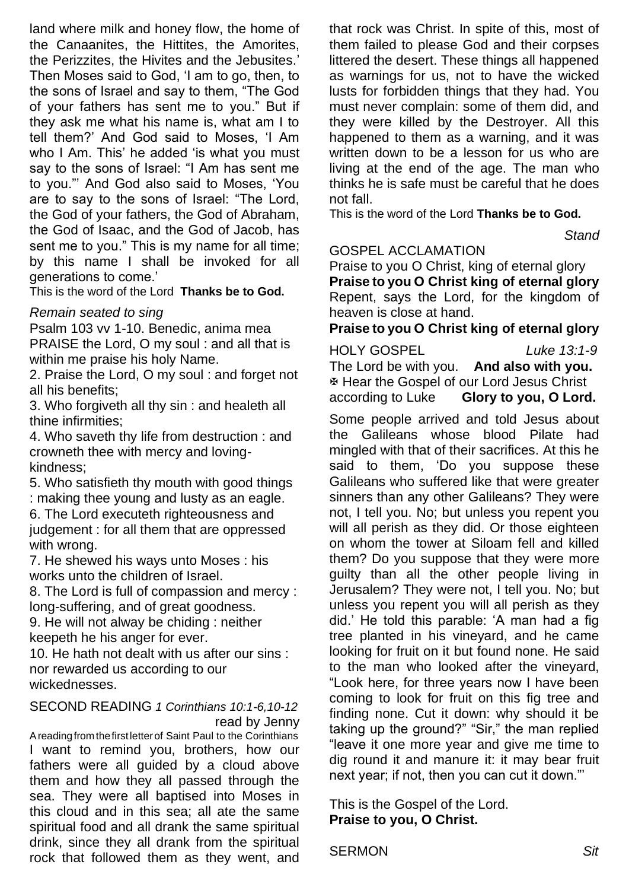land where milk and honey flow, the home of the Canaanites, the Hittites, the Amorites, the Perizzites, the Hivites and the Jebusites.' Then Moses said to God, 'I am to go, then, to the sons of Israel and say to them, "The God of your fathers has sent me to you." But if they ask me what his name is, what am I to tell them?' And God said to Moses, 'I Am who I Am. This' he added 'is what you must say to the sons of Israel: "I Am has sent me to you."' And God also said to Moses, 'You are to say to the sons of Israel: "The Lord, the God of your fathers, the God of Abraham, the God of Isaac, and the God of Jacob, has sent me to you." This is my name for all time; by this name I shall be invoked for all generations to come.'

This is the word of the Lord **Thanks be to God.**

*Remain seated to sing*

Psalm 103 vv 1-10. Benedic, anima mea

PRAISE the Lord, O my soul : and all that is within me praise his holy Name.

2. Praise the Lord, O my soul : and forget not all his benefits;

3. Who forgiveth all thy sin : and healeth all thine infirmities;

4. Who saveth thy life from destruction : and crowneth thee with mercy and loving-kindness;

5. Who satisfieth thy mouth with good things : making thee young and lusty as an eagle.

6. The Lord executeth righteousness and judgement : for all them that are oppressed with wrong.

7. He shewed his ways unto Moses : his works unto the children of Israel.

8. The Lord is full of compassion and mercy : long-suffering, and of great goodness.

9. He will not alway be chiding : neither keepeth he his anger for ever.

10. He hath not dealt with us after our sins : nor rewarded us according to our wickednesses.

SECOND READING *1 Corinthians 10:1-6,10-12* read by Jenny

A reading from the first letter of Saint Paul to the Corinthians

I want to remind you, brothers, how our fathers were all guided by a cloud above them and how they all passed through the sea. They were all baptised into Moses in this cloud and in this sea; all ate the same spiritual food and all drank the same spiritual drink, since they all drank from the spiritual rock that followed them as they went, and that rock was Christ. In spite of this, most of them failed to please God and their corpses littered the desert. These things all happened as warnings for us, not to have the wicked lusts for forbidden things that they had. You must never complain: some of them did, and they were killed by the Destroyer. All this happened to them as a warning, and it was written down to be a lesson for us who are living at the end of the age. The man who thinks he is safe must be careful that he does not fall.

This is the word of the Lord **Thanks be to God.**

*Stand*

GOSPEL ACCLAMATION

Praise to you O Christ, king of eternal glory

**Praise to you O Christ king of eternal glory**

Repent, says the Lord, for the kingdom of heaven is close at hand.

**Praise to you O Christ king of eternal glory**

HOLY GOSPEL *Luke 13:1-9*

The Lord be with you. **And also with you.**

✠ Hear the Gospel of our Lord Jesus Christ according to Luke **Glory to you, O Lord.**

Some people arrived and told Jesus about the Galileans whose blood Pilate had mingled with that of their sacrifices. At this he said to them, 'Do you suppose these Galileans who suffered like that were greater sinners than any other Galileans? They were not, I tell you. No; but unless you repent you will all perish as they did. Or those eighteen on whom the tower at Siloam fell and killed them? Do you suppose that they were more guilty than all the other people living in Jerusalem? They were not, I tell you. No; but unless you repent you will all perish as they did.' He told this parable: 'A man had a fig tree planted in his vineyard, and he came looking for fruit on it but found none. He said to the man who looked after the vineyard, "Look here, for three years now I have been coming to look for fruit on this fig tree and finding none. Cut it down: why should it be taking up the ground?" "Sir," the man replied "leave it one more year and give me time to dig round it and manure it: it may bear fruit next year; if not, then you can cut it down."'

This is the Gospel of the Lord.

**Praise to you, O Christ.**

SERMON *Sit*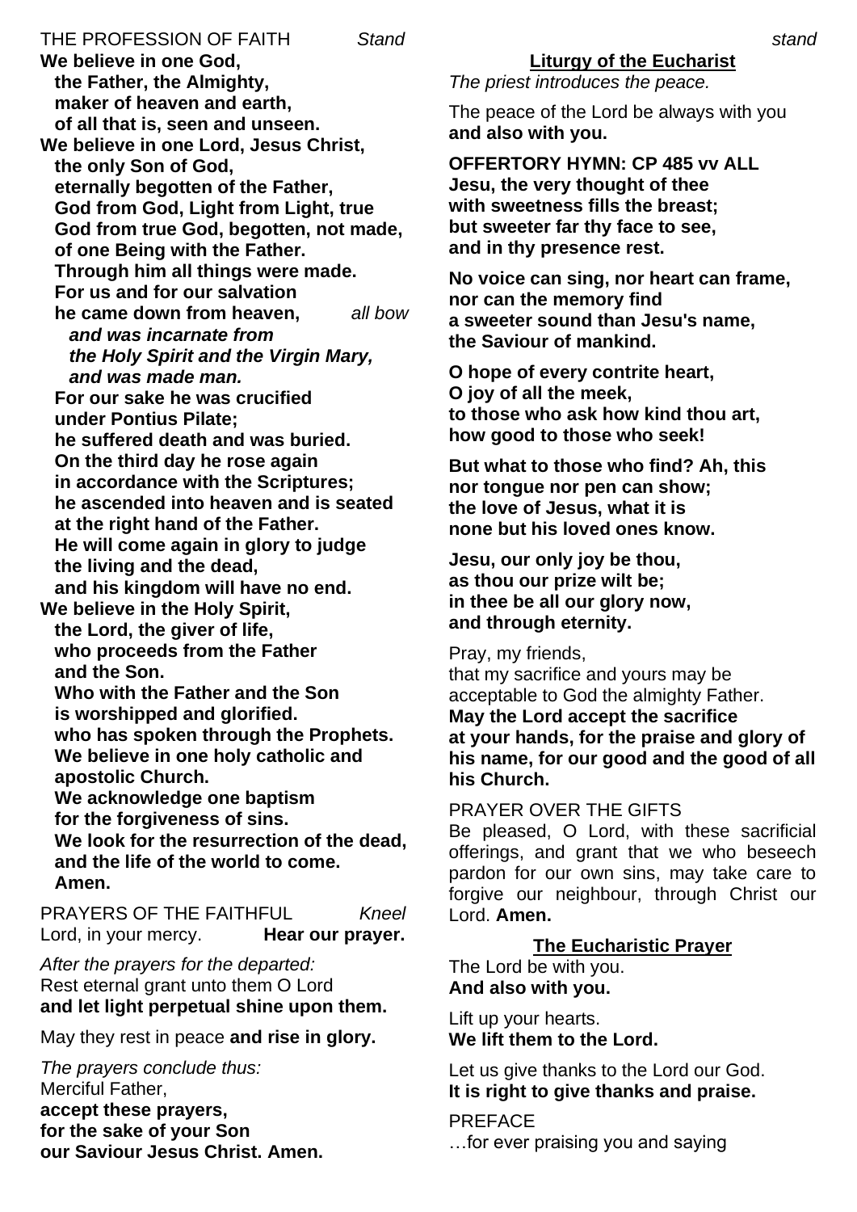THE PROFESSION OF FAITH *Stand*

**We believe in one God,**
**the Father, the Almighty,**
**maker of heaven and earth,**
**of all that is, seen and unseen.**
**We believe in one Lord, Jesus Christ,**
**the only Son of God,**
**eternally begotten of the Father,**
**God from God, Light from Light, true**
**God from true God, begotten, not made,**
**of one Being with the Father.**
**Through him all things were made.**
**For us and for our salvation**
**he came down from heaven,** *all bow*
***and was incarnate from***
***the Holy Spirit and the Virgin Mary,***
***and was made man.***
**For our sake he was crucified**
**under Pontius Pilate;**
**he suffered death and was buried.**
**On the third day he rose again**
**in accordance with the Scriptures;**
**he ascended into heaven and is seated**
**at the right hand of the Father.**
**He will come again in glory to judge**
**the living and the dead,**
**and his kingdom will have no end.**
**We believe in the Holy Spirit,**
**the Lord, the giver of life,**
**who proceeds from the Father**
**and the Son.**
**Who with the Father and the Son**
**is worshipped and glorified.**
**who has spoken through the Prophets.**
**We believe in one holy catholic and**
**apostolic Church.**
**We acknowledge one baptism**
**for the forgiveness of sins.**
**We look for the resurrection of the dead,**
**and the life of the world to come.**
**Amen.**

PRAYERS OF THE FAITHFUL *Kneel*

Lord, in your mercy. **Hear our prayer.**

*After the prayers for the departed:*
Rest eternal grant unto them O Lord
**and let light perpetual shine upon them.**

May they rest in peace **and rise in glory.**

*The prayers conclude thus:*
Merciful Father,
**accept these prayers,**
**for the sake of your Son**
**our Saviour Jesus Christ. Amen.**

*stand*

## Liturgy of the Eucharist

*The priest introduces the peace.*

The peace of the Lord be always with you
**and also with you.**

**OFFERTORY HYMN: CP 485 vv ALL**
**Jesu, the very thought of thee**
**with sweetness fills the breast;**
**but sweeter far thy face to see,**
**and in thy presence rest.**

**No voice can sing, nor heart can frame,**
**nor can the memory find**
**a sweeter sound than Jesu's name,**
**the Saviour of mankind.**

**O hope of every contrite heart,**
**O joy of all the meek,**
**to those who ask how kind thou art,**
**how good to those who seek!**

**But what to those who find? Ah, this**
**nor tongue nor pen can show;**
**the love of Jesus, what it is**
**none but his loved ones know.**

**Jesu, our only joy be thou,**
**as thou our prize wilt be;**
**in thee be all our glory now,**
**and through eternity.**

Pray, my friends,
that my sacrifice and yours may be
acceptable to God the almighty Father.
**May the Lord accept the sacrifice**
**at your hands, for the praise and glory of**
**his name, for our good and the good of all**
**his Church.**

PRAYER OVER THE GIFTS
Be pleased, O Lord, with these sacrificial offerings, and grant that we who beseech pardon for our own sins, may take care to forgive our neighbour, through Christ our Lord. **Amen.**

## The Eucharistic Prayer

The Lord be with you.
**And also with you.**

Lift up your hearts.
**We lift them to the Lord.**

Let us give thanks to the Lord our God.
**It is right to give thanks and praise.**

PREFACE
…for ever praising you and saying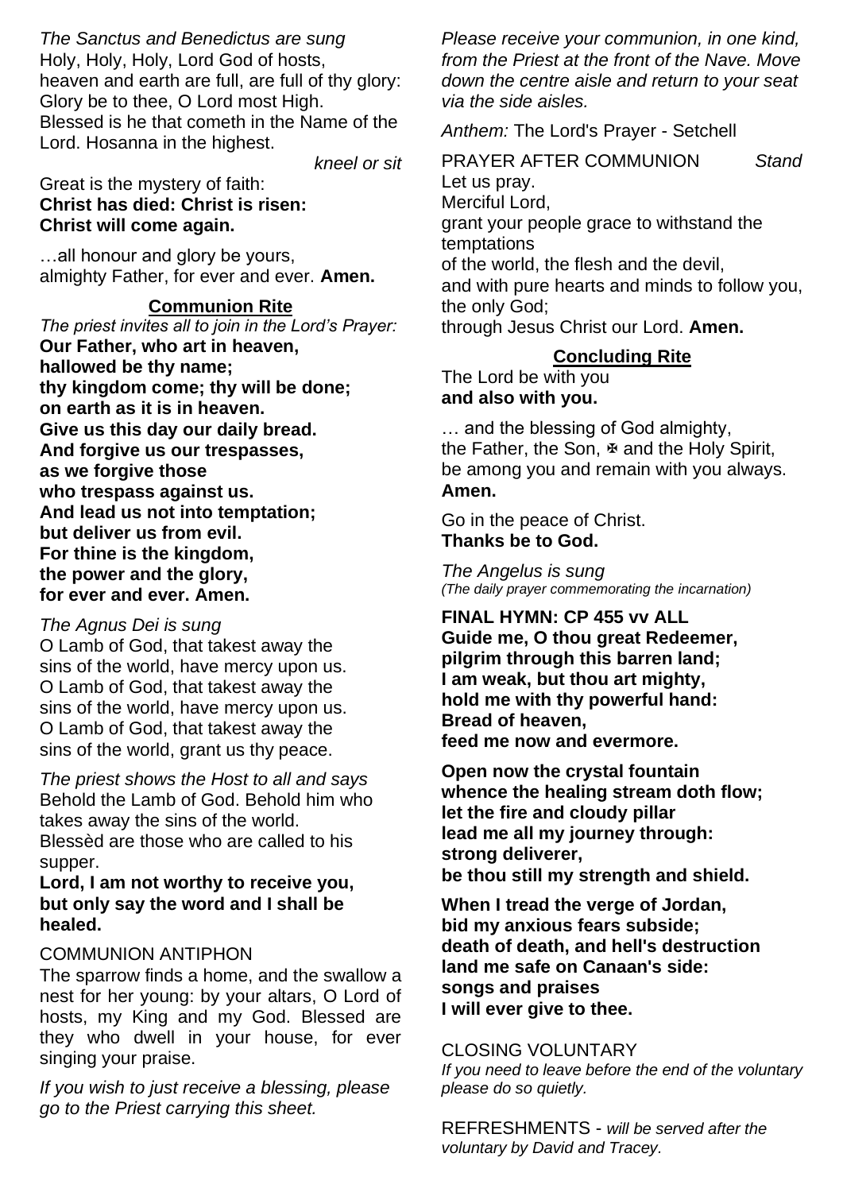*The Sanctus and Benedictus are sung*
Holy, Holy, Holy, Lord God of hosts,
heaven and earth are full, are full of thy glory:
Glory be to thee, O Lord most High.
Blessed is he that cometh in the Name of the Lord. Hosanna in the highest.

*kneel or sit*

Great is the mystery of faith:
**Christ has died: Christ is risen:**
**Christ will come again.**

…all honour and glory be yours,
almighty Father, for ever and ever. **Amen.**

## Communion Rite

*The priest invites all to join in the Lord's Prayer:*
**Our Father, who art in heaven,**
**hallowed be thy name;**
**thy kingdom come; thy will be done;**
**on earth as it is in heaven.**
**Give us this day our daily bread.**
**And forgive us our trespasses,**
**as we forgive those**
**who trespass against us.**
**And lead us not into temptation;**
**but deliver us from evil.**
**For thine is the kingdom,**
**the power and the glory,**
**for ever and ever. Amen.**

*The Agnus Dei is sung*
O Lamb of God, that takest away the sins of the world, have mercy upon us.
O Lamb of God, that takest away the sins of the world, have mercy upon us.
O Lamb of God, that takest away the sins of the world, grant us thy peace.

*The priest shows the Host to all and says*
Behold the Lamb of God. Behold him who takes away the sins of the world.
Blessèd are those who are called to his supper.
**Lord, I am not worthy to receive you, but only say the word and I shall be healed.**

COMMUNION ANTIPHON
The sparrow finds a home, and the swallow a nest for her young: by your altars, O Lord of hosts, my King and my God. Blessed are they who dwell in your house, for ever singing your praise.

*If you wish to just receive a blessing, please go to the Priest carrying this sheet.*

*Please receive your communion, in one kind, from the Priest at the front of the Nave. Move down the centre aisle and return to your seat via the side aisles.*

*Anthem:* The Lord's Prayer - Setchell

PRAYER AFTER COMMUNION *Stand*
Let us pray.
Merciful Lord,
grant your people grace to withstand the temptations
of the world, the flesh and the devil,
and with pure hearts and minds to follow you, the only God;
through Jesus Christ our Lord. **Amen.**

## Concluding Rite

The Lord be with you
**and also with you.**

… and the blessing of God almighty,
the Father, the Son, ✠ and the Holy Spirit,
be among you and remain with you always.
**Amen.**

Go in the peace of Christ.
**Thanks be to God.**

*The Angelus is sung*
*(The daily prayer commemorating the incarnation)*

**FINAL HYMN: CP 455 vv ALL**
**Guide me, O thou great Redeemer,**
**pilgrim through this barren land;**
**I am weak, but thou art mighty,**
**hold me with thy powerful hand:**
**Bread of heaven,**
**feed me now and evermore.**

**Open now the crystal fountain**
**whence the healing stream doth flow;**
**let the fire and cloudy pillar**
**lead me all my journey through:**
**strong deliverer,**
**be thou still my strength and shield.**

**When I tread the verge of Jordan,**
**bid my anxious fears subside;**
**death of death, and hell's destruction**
**land me safe on Canaan's side:**
**songs and praises**
**I will ever give to thee.**

CLOSING VOLUNTARY
*If you need to leave before the end of the voluntary please do so quietly.*

REFRESHMENTS - *will be served after the voluntary by David and Tracey.*